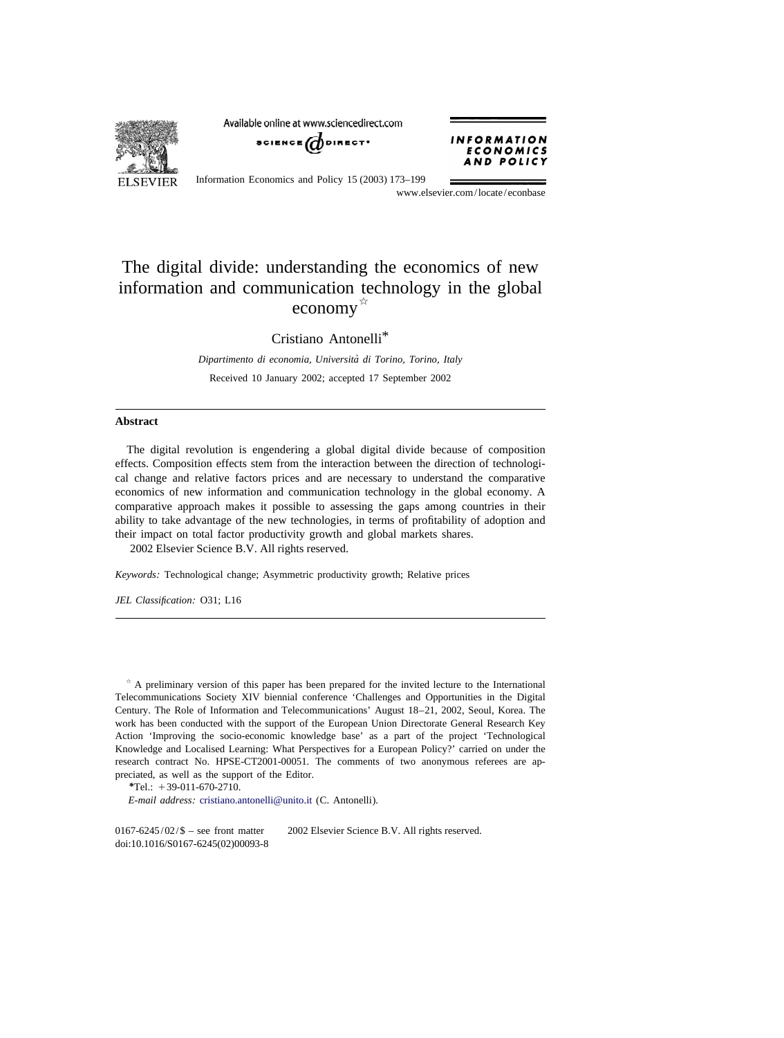# The digital divide: understanding the economics of new information and communication technology in the global economy☆

Cristiano Antonelli*

*Dipartimento di economia, Università di Torino, Torino, Italy*

Received 10 January 2002; accepted 17 September 2002

## Abstract

The digital revolution is engendering a global digital divide because of composition effects. Composition effects stem from the interaction between the direction of technological change and relative factors prices and are necessary to understand the comparative economics of new information and communication technology in the global economy. A comparative approach makes it possible to assessing the gaps among countries in their ability to take advantage of the new technologies, in terms of profitability of adoption and their impact on total factor productivity growth and global markets shares.

2002 Elsevier Science B.V. All rights reserved.

*Keywords:* Technological change; Asymmetric productivity growth; Relative prices

*JEL Classification:* O31; L16

---

☆ A preliminary version of this paper has been prepared for the invited lecture to the International Telecommunications Society XIV biennial conference 'Challenges and Opportunities in the Digital Century. The Role of Information and Telecommunications' August 18–21, 2002, Seoul, Korea. The work has been conducted with the support of the European Union Directorate General Research Key Action 'Improving the socio-economic knowledge base' as a part of the project 'Technological Knowledge and Localised Learning: What Perspectives for a European Policy?' carried on under the research contract No. HPSE-CT2001-00051. The comments of two anonymous referees are appreciated, as well as the support of the Editor.

*Tel.: +39-011-670-2710.

*E-mail address:* cristiano.antonelli@unito.it (C. Antonelli).

0167-6245/02/$ – see front matter 2002 Elsevier Science B.V. All rights reserved.
doi:10.1016/S0167-6245(02)00093-8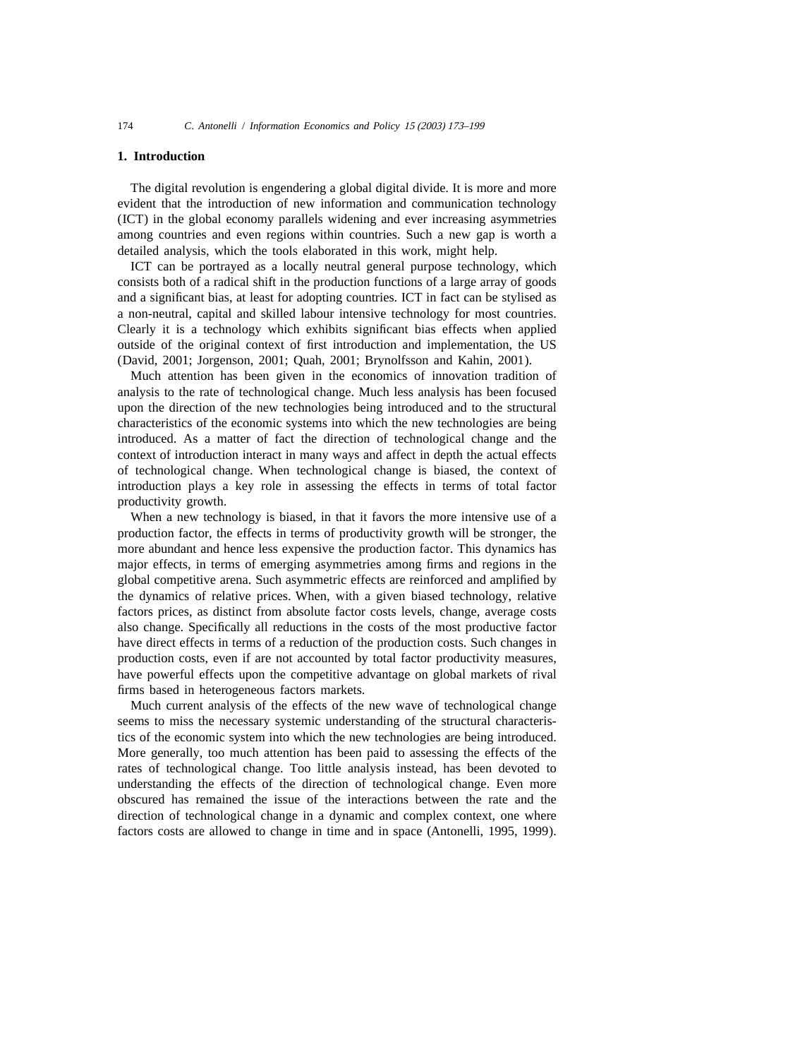## 1. Introduction

The digital revolution is engendering a global digital divide. It is more and more evident that the introduction of new information and communication technology (ICT) in the global economy parallels widening and ever increasing asymmetries among countries and even regions within countries. Such a new gap is worth a detailed analysis, which the tools elaborated in this work, might help.

ICT can be portrayed as a locally neutral general purpose technology, which consists both of a radical shift in the production functions of a large array of goods and a significant bias, at least for adopting countries. ICT in fact can be stylised as a non-neutral, capital and skilled labour intensive technology for most countries. Clearly it is a technology which exhibits significant bias effects when applied outside of the original context of first introduction and implementation, the US (David, 2001; Jorgenson, 2001; Quah, 2001; Brynolfsson and Kahin, 2001).

Much attention has been given in the economics of innovation tradition of analysis to the rate of technological change. Much less analysis has been focused upon the direction of the new technologies being introduced and to the structural characteristics of the economic systems into which the new technologies are being introduced. As a matter of fact the direction of technological change and the context of introduction interact in many ways and affect in depth the actual effects of technological change. When technological change is biased, the context of introduction plays a key role in assessing the effects in terms of total factor productivity growth.

When a new technology is biased, in that it favors the more intensive use of a production factor, the effects in terms of productivity growth will be stronger, the more abundant and hence less expensive the production factor. This dynamics has major effects, in terms of emerging asymmetries among firms and regions in the global competitive arena. Such asymmetric effects are reinforced and amplified by the dynamics of relative prices. When, with a given biased technology, relative factors prices, as distinct from absolute factor costs levels, change, average costs also change. Specifically all reductions in the costs of the most productive factor have direct effects in terms of a reduction of the production costs. Such changes in production costs, even if are not accounted by total factor productivity measures, have powerful effects upon the competitive advantage on global markets of rival firms based in heterogeneous factors markets.

Much current analysis of the effects of the new wave of technological change seems to miss the necessary systemic understanding of the structural characteristics of the economic system into which the new technologies are being introduced. More generally, too much attention has been paid to assessing the effects of the rates of technological change. Too little analysis instead, has been devoted to understanding the effects of the direction of technological change. Even more obscured has remained the issue of the interactions between the rate and the direction of technological change in a dynamic and complex context, one where factors costs are allowed to change in time and in space (Antonelli, 1995, 1999).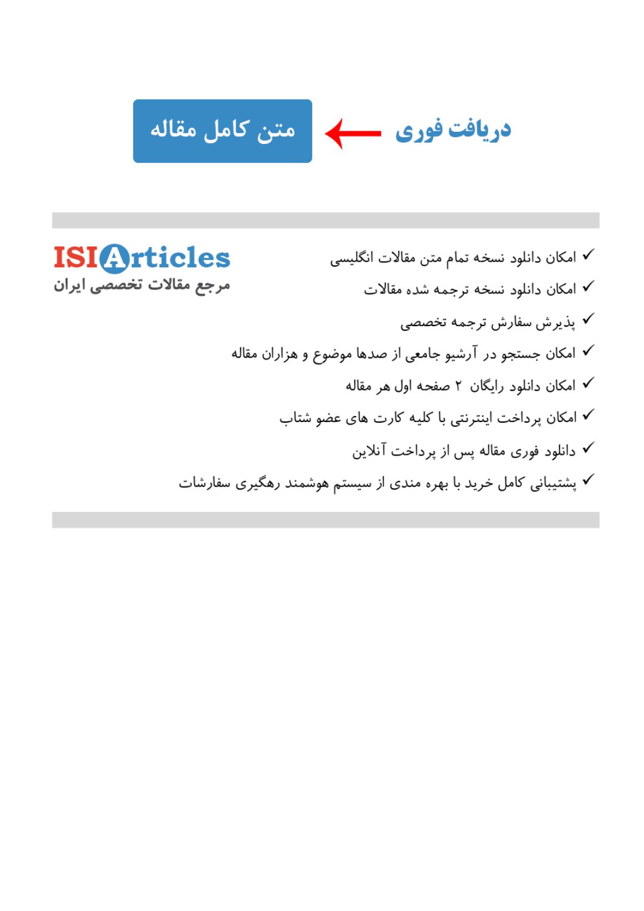دریافت فوری ← متن کامل مقاله

**ISIArticles**
مرجع مقالات تخصصی ایران

- ✓ امکان دانلود نسخه تمام متن مقالات انگلیسی
- ✓ امکان دانلود نسخه ترجمه شده مقالات
- ✓ پذیرش سفارش ترجمه تخصصی
- ✓ امکان جستجو در آرشیو جامعی از صدها موضوع و هزاران مقاله
- ✓ امکان دانلود رایگان ۲ صفحه اول هر مقاله
- ✓ امکان پرداخت اینترنتی با کلیه کارت های عضو شتاب
- ✓ دانلود فوری مقاله پس از پرداخت آنلاین
- ✓ پشتیبانی کامل خرید با بهره مندی از سیستم هوشمند رهگیری سفارشات